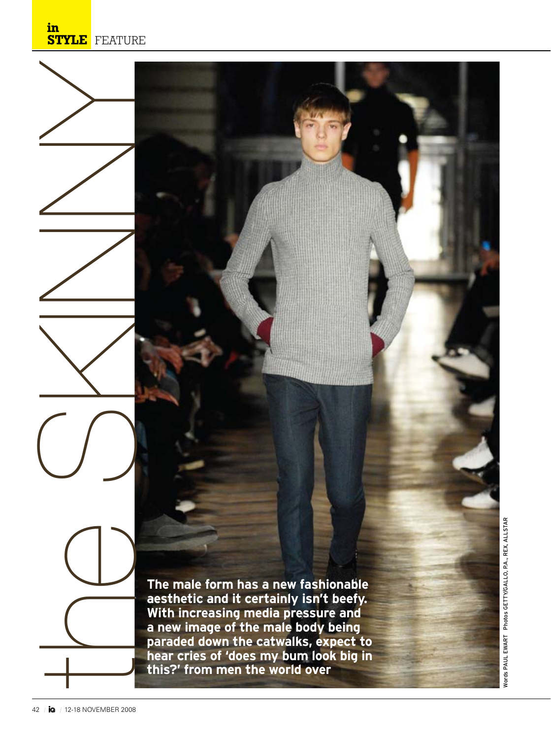# the skinny

**The male form has a new fashionable aesthetic and it certainly isn't beefy. With increasing media pressure and a new image of the male body being paraded down the catwalks, expect to hear cries of 'does my bum look big in this?' from men the world over**

Words PAUL EWART Photos GETTY/GALLO, P.A., REX, ALLSTAR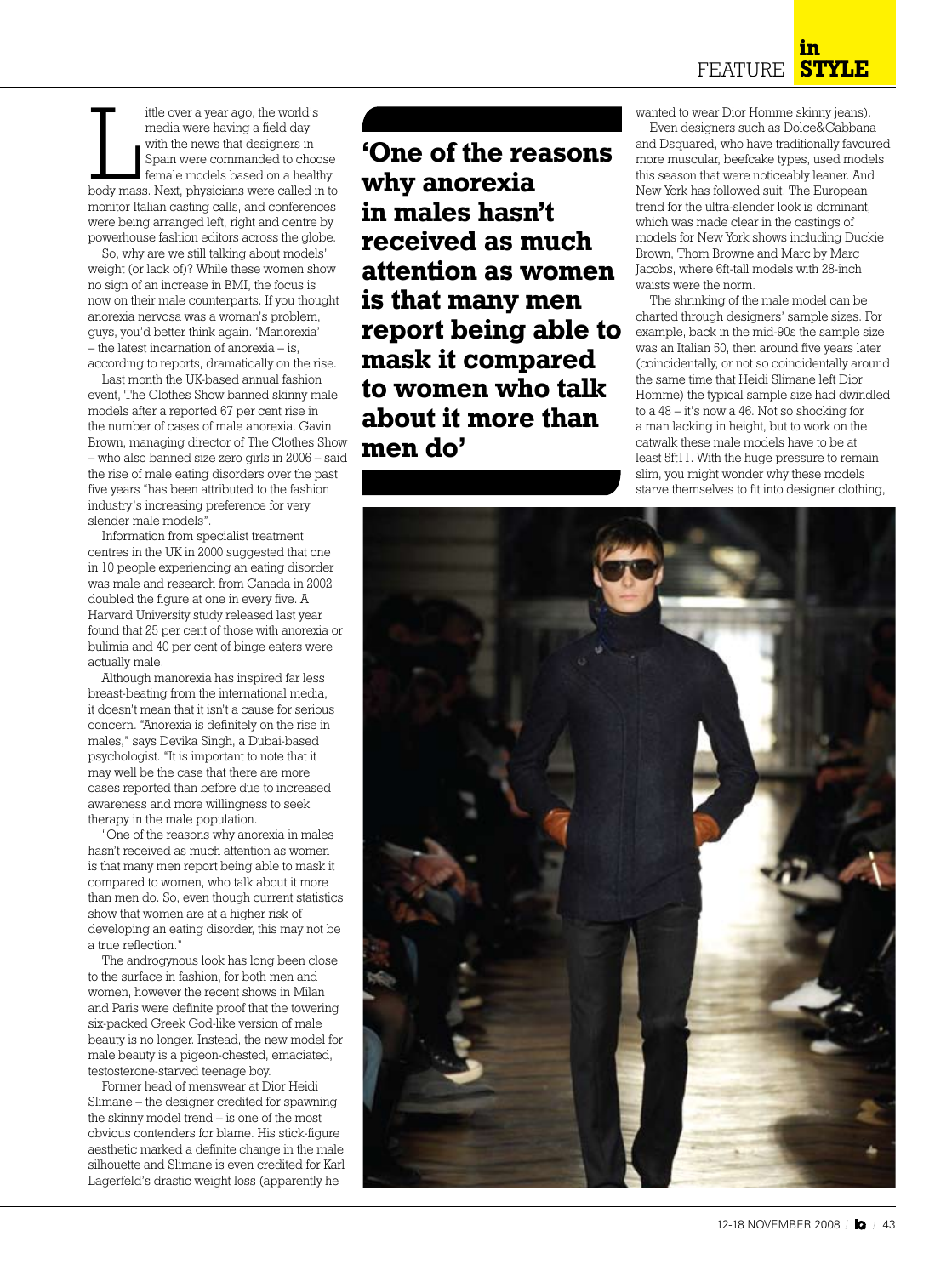Little over a year ago, the world's media were having a field day with the news that designers in Spain were commanded to choose female models based on a healthy body mass. Next, physicians were called in to monitor Italian casting calls, and conferences were being arranged left, right and centre by powerhouse fashion editors across the globe.

So, why are we still talking about models' weight (or lack of)? While these women show no sign of an increase in BMI, the focus is now on their male counterparts. If you thought anorexia nervosa was a woman's problem, guys, you'd better think again. 'Manorexia' – the latest incarnation of anorexia – is, according to reports, dramatically on the rise.

Last month the UK-based annual fashion event, The Clothes Show banned skinny male models after a reported 67 per cent rise in the number of cases of male anorexia. Gavin Brown, managing director of The Clothes Show – who also banned size zero girls in 2006 – said the rise of male eating disorders over the past five years "has been attributed to the fashion industry's increasing preference for very slender male models".

Information from specialist treatment centres in the UK in 2000 suggested that one in 10 people experiencing an eating disorder was male and research from Canada in 2002 doubled the figure at one in every five. A Harvard University study released last year found that 25 per cent of those with anorexia or bulimia and 40 per cent of binge eaters were actually male.

Although manorexia has inspired far less breast-beating from the international media, it doesn't mean that it isn't a cause for serious concern. "Anorexia is definitely on the rise in males," says Devika Singh, a Dubai-based psychologist. "It is important to note that it may well be the case that there are more cases reported than before due to increased awareness and more willingness to seek therapy in the male population.

"One of the reasons why anorexia in males hasn't received as much attention as women is that many men report being able to mask it compared to women, who talk about it more than men do. So, even though current statistics show that women are at a higher risk of developing an eating disorder, this may not be a true reflection."

> **'One of the reasons why anorexia in males hasn't received as much attention as women is that many men report being able to mask it compared to women who talk about it more than men do'**

The androgynous look has long been close to the surface in fashion, for both men and women, however the recent shows in Milan and Paris were definite proof that the towering six-packed Greek God-like version of male beauty is no longer. Instead, the new model for male beauty is a pigeon-chested, emaciated, testosterone-starved teenage boy.

Former head of menswear at Dior Heidi Slimane – the designer credited for spawning the skinny model trend – is one of the most obvious contenders for blame. His stick-figure aesthetic marked a definite change in the male silhouette and Slimane is even credited for Karl Lagerfeld's drastic weight loss (apparently he wanted to wear Dior Homme skinny jeans).

Even designers such as Dolce&Gabbana and Dsquared, who have traditionally favoured more muscular, beefcake types, used models this season that were noticeably leaner. And New York has followed suit. The European trend for the ultra-slender look is dominant, which was made clear in the castings of models for New York shows including Duckie Brown, Thom Browne and Marc by Marc Jacobs, where 6ft-tall models with 28-inch waists were the norm.

The shrinking of the male model can be charted through designers' sample sizes. For example, back in the mid-90s the sample size was an Italian 50, then around five years later (coincidentally, or not so coincidentally around the same time that Heidi Slimane left Dior Homme) the typical sample size had dwindled to a 48 – it's now a 46. Not so shocking for a man lacking in height, but to work on the catwalk these male models have to be at least 5ft11. With the huge pressure to remain slim, you might wonder why these models starve themselves to fit into designer clothing,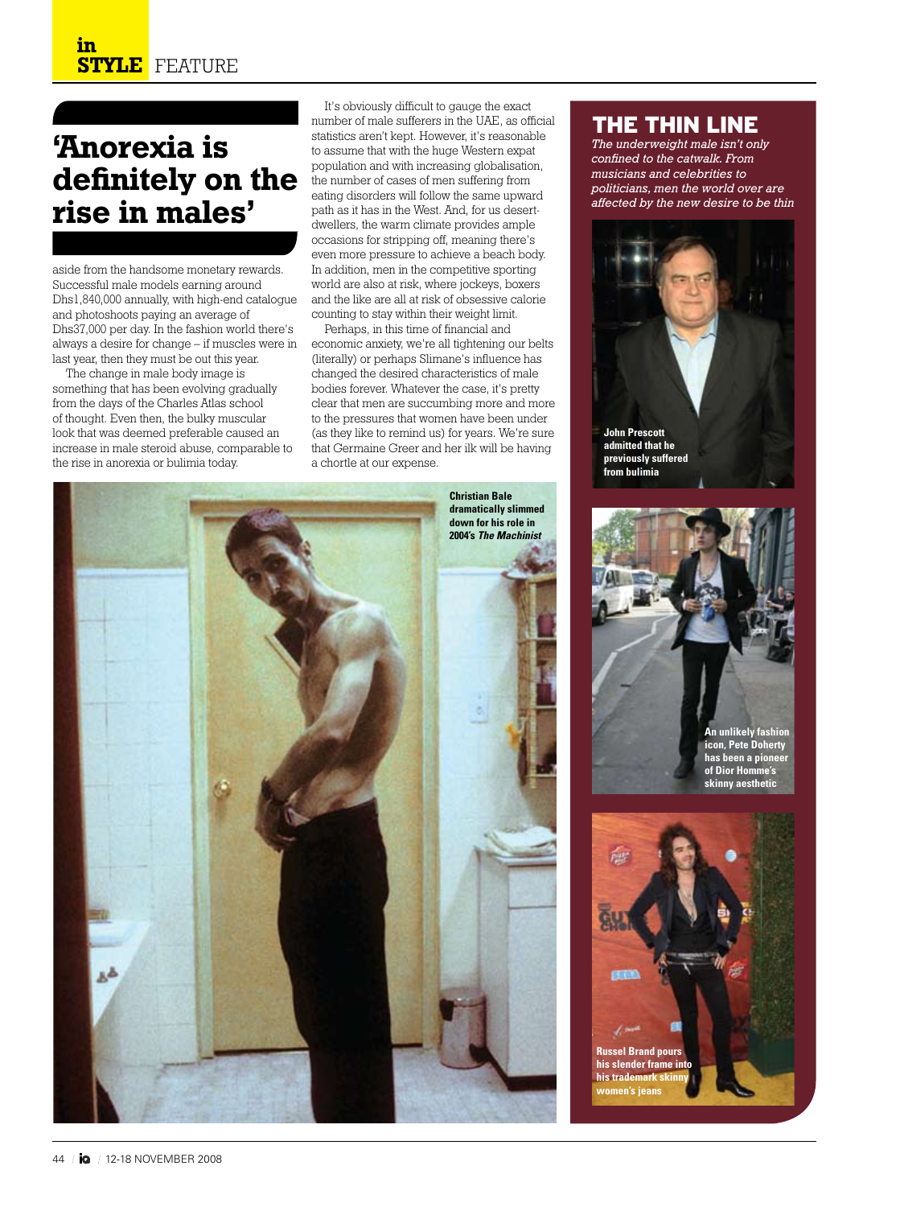## 'Anorexia is definitely on the rise in males'

aside from the handsome monetary rewards. Successful male models earning around Dhs1,840,000 annually, with high-end catalogue and photoshoots paying an average of Dhs37,000 per day. In the fashion world there's always a desire for change – if muscles were in last year, then they must be out this year.

The change in male body image is something that has been evolving gradually from the days of the Charles Atlas school of thought. Even then, the bulky muscular look that was deemed preferable caused an increase in male steroid abuse, comparable to the rise in anorexia or bulimia today.

It's obviously difficult to gauge the exact number of male sufferers in the UAE, as official statistics aren't kept. However, it's reasonable to assume that with the huge Western expat population and with increasing globalisation, the number of cases of men suffering from eating disorders will follow the same upward path as it has in the West. And, for us desert-dwellers, the warm climate provides ample occasions for stripping off, meaning there's even more pressure to achieve a beach body. In addition, men in the competitive sporting world are also at risk, where jockeys, boxers and the like are all at risk of obsessive calorie counting to stay within their weight limit.

Perhaps, in this time of financial and economic anxiety, we're all tightening our belts (literally) or perhaps Slimane's influence has changed the desired characteristics of male bodies forever. Whatever the case, it's pretty clear that men are succumbing more and more to the pressures that women have been under (as they like to remind us) for years. We're sure that Germaine Greer and her ilk will be having a chortle at our expense.

**Christian Bale dramatically slimmed down for his role in 2004's *The Machinist***

## THE THIN LINE

*The underweight male isn't only confined to the catwalk. From musicians and celebrities to politicians, men the world over are affected by the new desire to be thin*

**John Prescott admitted that he previously suffered from bulimia**

**An unlikely fashion icon, Pete Doherty has been a pioneer of Dior Homme's skinny aesthetic**

**Russel Brand pours his slender frame into his trademark skinny women's jeans**